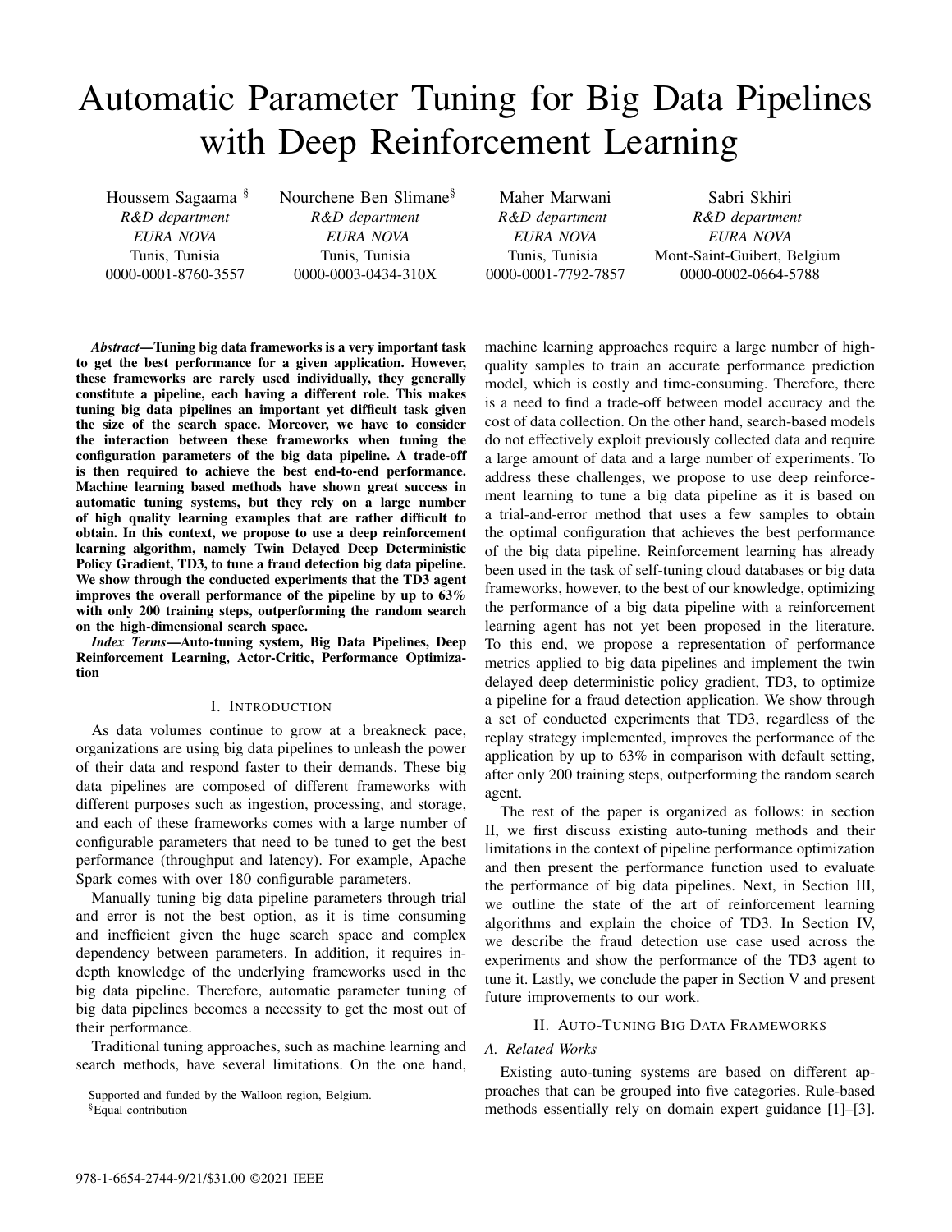# Automatic Parameter Tuning for Big Data Pipelines with Deep Reinforcement Learning

Houssem Sagaama [§]
*R&D department*
*EURA NOVA*
Tunis, Tunisia
0000-0001-8760-3557

Nourchene Ben Slimane[§]
*R&D department*
*EURA NOVA*
Tunis, Tunisia
0000-0003-0434-310X

Maher Marwani
*R&D department*
*EURA NOVA*
Tunis, Tunisia
0000-0001-7792-7857

Sabri Skhiri
*R&D department*
*EURA NOVA*
Mont-Saint-Guibert, Belgium
0000-0002-0664-5788

***Abstract*—Tuning big data frameworks is a very important task to get the best performance for a given application. However, these frameworks are rarely used individually, they generally constitute a pipeline, each having a different role. This makes tuning big data pipelines an important yet difficult task given the size of the search space. Moreover, we have to consider the interaction between these frameworks when tuning the configuration parameters of the big data pipeline. A trade-off is then required to achieve the best end-to-end performance. Machine learning based methods have shown great success in automatic tuning systems, but they rely on a large number of high quality learning examples that are rather difficult to obtain. In this context, we propose to use a deep reinforcement learning algorithm, namely Twin Delayed Deep Deterministic Policy Gradient, TD3, to tune a fraud detection big data pipeline. We show through the conducted experiments that the TD3 agent improves the overall performance of the pipeline by up to 63% with only 200 training steps, outperforming the random search on the high-dimensional search space.**

***Index Terms*—Auto-tuning system, Big Data Pipelines, Deep Reinforcement Learning, Actor-Critic, Performance Optimization**

## I. Introduction

As data volumes continue to grow at a breakneck pace, organizations are using big data pipelines to unleash the power of their data and respond faster to their demands. These big data pipelines are composed of different frameworks with different purposes such as ingestion, processing, and storage, and each of these frameworks comes with a large number of configurable parameters that need to be tuned to get the best performance (throughput and latency). For example, Apache Spark comes with over 180 configurable parameters.

Manually tuning big data pipeline parameters through trial and error is not the best option, as it is time consuming and inefficient given the huge search space and complex dependency between parameters. In addition, it requires in-depth knowledge of the underlying frameworks used in the big data pipeline. Therefore, automatic parameter tuning of big data pipelines becomes a necessity to get the most out of their performance.

Traditional tuning approaches, such as machine learning and search methods, have several limitations. On the one hand, machine learning approaches require a large number of high-quality samples to train an accurate performance prediction model, which is costly and time-consuming. Therefore, there is a need to find a trade-off between model accuracy and the cost of data collection. On the other hand, search-based models do not effectively exploit previously collected data and require a large amount of data and a large number of experiments. To address these challenges, we propose to use deep reinforcement learning to tune a big data pipeline as it is based on a trial-and-error method that uses a few samples to obtain the optimal configuration that achieves the best performance of the big data pipeline. Reinforcement learning has already been used in the task of self-tuning cloud databases or big data frameworks, however, to the best of our knowledge, optimizing the performance of a big data pipeline with a reinforcement learning agent has not yet been proposed in the literature. To this end, we propose a representation of performance metrics applied to big data pipelines and implement the twin delayed deep deterministic policy gradient, TD3, to optimize a pipeline for a fraud detection application. We show through a set of conducted experiments that TD3, regardless of the replay strategy implemented, improves the performance of the application by up to 63% in comparison with default setting, after only 200 training steps, outperforming the random search agent.

The rest of the paper is organized as follows: in section II, we first discuss existing auto-tuning methods and their limitations in the context of pipeline performance optimization and then present the performance function used to evaluate the performance of big data pipelines. Next, in Section III, we outline the state of the art of reinforcement learning algorithms and explain the choice of TD3. In Section IV, we describe the fraud detection use case used across the experiments and show the performance of the TD3 agent to tune it. Lastly, we conclude the paper in Section V and present future improvements to our work.

## II. Auto-Tuning Big Data Frameworks

### *A. Related Works*

Existing auto-tuning systems are based on different approaches that can be grouped into five categories. Rule-based methods essentially rely on domain expert guidance [1]–[3].

Supported and funded by the Walloon region, Belgium.
[§]Equal contribution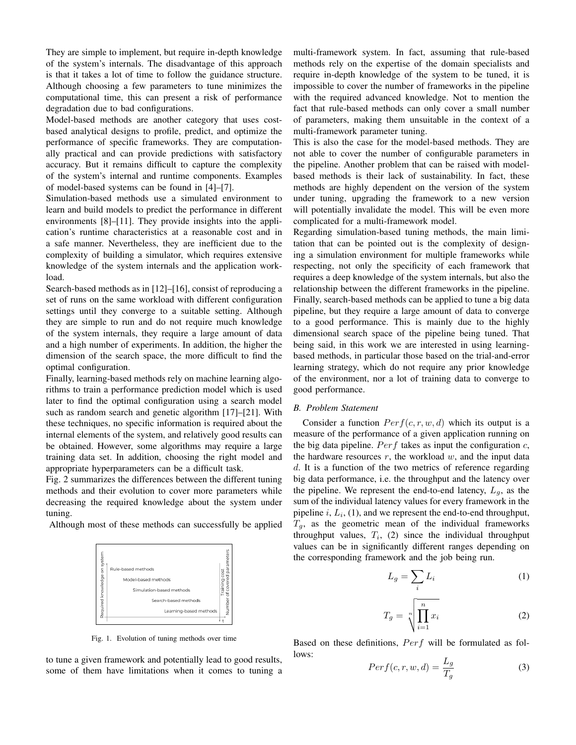They are simple to implement, but require in-depth knowledge of the system's internals. The disadvantage of this approach is that it takes a lot of time to follow the guidance structure. Although choosing a few parameters to tune minimizes the computational time, this can present a risk of performance degradation due to bad configurations.

Model-based methods are another category that uses cost-based analytical designs to profile, predict, and optimize the performance of specific frameworks. They are computationally practical and can provide predictions with satisfactory accuracy. But it remains difficult to capture the complexity of the system's internal and runtime components. Examples of model-based systems can be found in [4]–[7].

Simulation-based methods use a simulated environment to learn and build models to predict the performance in different environments [8]–[11]. They provide insights into the application's runtime characteristics at a reasonable cost and in a safe manner. Nevertheless, they are inefficient due to the complexity of building a simulator, which requires extensive knowledge of the system internals and the application workload.

Search-based methods as in [12]–[16], consist of reproducing a set of runs on the same workload with different configuration settings until they converge to a suitable setting. Although they are simple to run and do not require much knowledge of the system internals, they require a large amount of data and a high number of experiments. In addition, the higher the dimension of the search space, the more difficult to find the optimal configuration.

Finally, learning-based methods rely on machine learning algorithms to train a performance prediction model which is used later to find the optimal configuration using a search model such as random search and genetic algorithm [17]–[21]. With these techniques, no specific information is required about the internal elements of the system, and relatively good results can be obtained. However, some algorithms may require a large training data set. In addition, choosing the right model and appropriate hyperparameters can be a difficult task.

Fig. 2 summarizes the differences between the different tuning methods and their evolution to cover more parameters while decreasing the required knowledge about the system under tuning.

Although most of these methods can successfully be applied to tune a given framework and potentially lead to good results, some of them have limitations when it comes to tuning a multi-framework system. In fact, assuming that rule-based methods rely on the expertise of the domain specialists and require in-depth knowledge of the system to be tuned, it is impossible to cover the number of frameworks in the pipeline with the required advanced knowledge. Not to mention the fact that rule-based methods can only cover a small number of parameters, making them unsuitable in the context of a multi-framework parameter tuning.

Fig. 1. Evolution of tuning methods over time

This is also the case for the model-based methods. They are not able to cover the number of configurable parameters in the pipeline. Another problem that can be raised with model-based methods is their lack of sustainability. In fact, these methods are highly dependent on the version of the system under tuning, upgrading the framework to a new version will potentially invalidate the model. This will be even more complicated for a multi-framework model.

Regarding simulation-based tuning methods, the main limitation that can be pointed out is the complexity of designing a simulation environment for multiple frameworks while respecting, not only the specificity of each framework that requires a deep knowledge of the system internals, but also the relationship between the different frameworks in the pipeline. Finally, search-based methods can be applied to tune a big data pipeline, but they require a large amount of data to converge to a good performance. This is mainly due to the highly dimensional search space of the pipeline being tuned. That being said, in this work we are interested in using learning-based methods, in particular those based on the trial-and-error learning strategy, which do not require any prior knowledge of the environment, nor a lot of training data to converge to good performance.

### B. Problem Statement

Consider a function $Perf(c, r, w, d)$ which its output is a measure of the performance of a given application running on the big data pipeline. $Perf$ takes as input the configuration $c$, the hardware resources $r$, the workload $w$, and the input data $d$. It is a function of the two metrics of reference regarding big data performance, i.e. the throughput and the latency over the pipeline. We represent the end-to-end latency, $L_g$, as the sum of the individual latency values for every framework in the pipeline $i$, $L_i$, (1), and we represent the end-to-end throughput, $T_g$, as the geometric mean of the individual frameworks throughput values, $T_i$, (2) since the individual throughput values can be in significantly different ranges depending on the corresponding framework and the job being run.

$$L_g = \sum_i L_i \tag{1}$$

$$T_g = \sqrt[n]{\prod_{i=1}^{n} x_i} \tag{2}$$

Based on these definitions, $Perf$ will be formulated as follows:

$$Perf(c, r, w, d) = \frac{L_g}{T_g} \tag{3}$$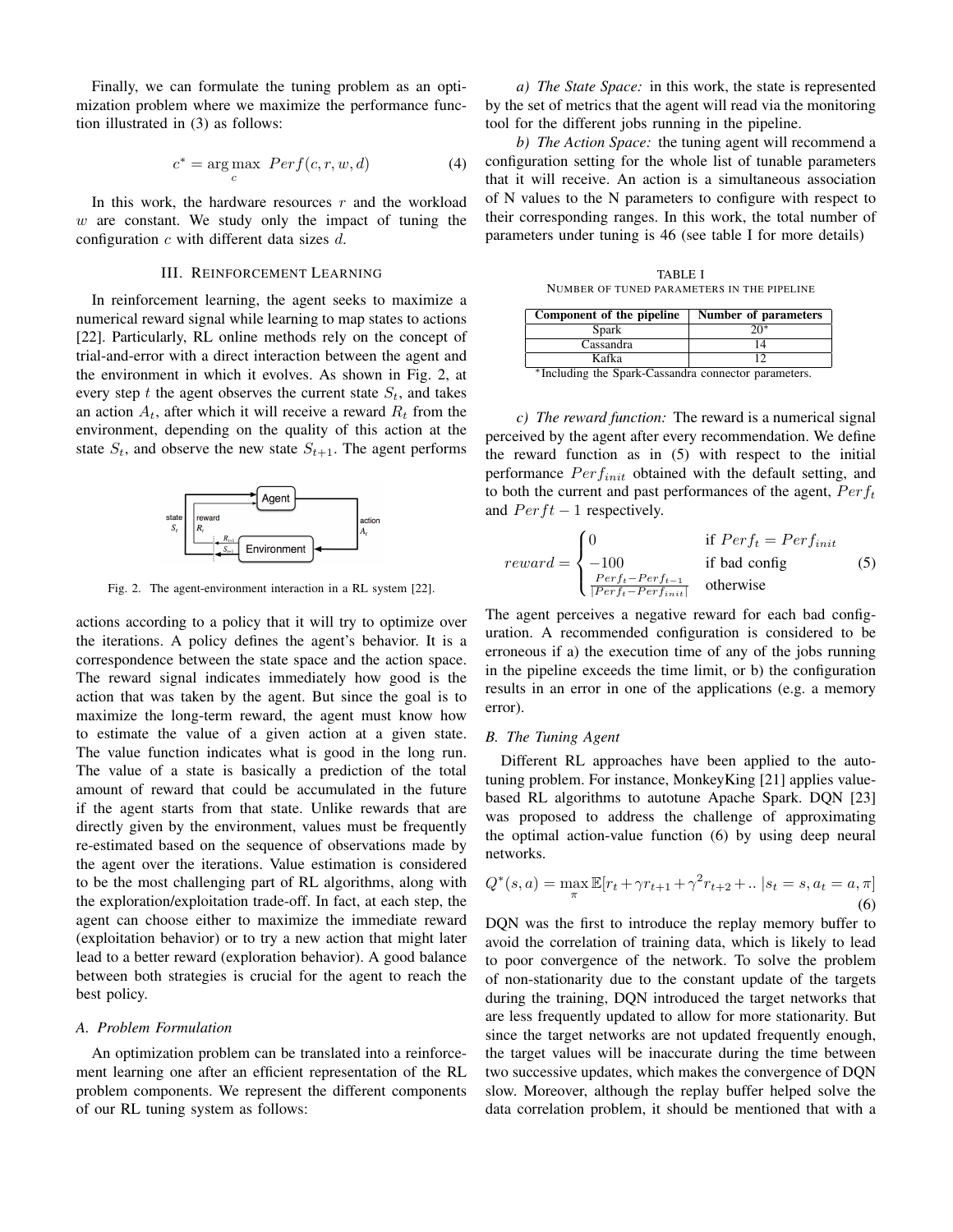Finally, we can formulate the tuning problem as an optimization problem where we maximize the performance function illustrated in (3) as follows:

$$c^* = \arg\max_{c} \; Perf(c, r, w, d) \tag{4}$$

In this work, the hardware resources $r$ and the workload $w$ are constant. We study only the impact of tuning the configuration $c$ with different data sizes $d$.

## III. Reinforcement Learning

In reinforcement learning, the agent seeks to maximize a numerical reward signal while learning to map states to actions [22]. Particularly, RL online methods rely on the concept of trial-and-error with a direct interaction between the agent and the environment in which it evolves. As shown in Fig. 2, at every step $t$ the agent observes the current state $S_t$, and takes an action $A_t$, after which it will receive a reward $R_t$ from the environment, depending on the quality of this action at the state $S_t$, and observe the new state $S_{t+1}$. The agent performs actions according to a policy that it will try to optimize over the iterations. A policy defines the agent's behavior. It is a correspondence between the state space and the action space. The reward signal indicates immediately how good is the action that was taken by the agent. But since the goal is to maximize the long-term reward, the agent must know how to estimate the value of a given action at a given state. The value function indicates what is good in the long run. The value of a state is basically a prediction of the total amount of reward that could be accumulated in the future if the agent starts from that state. Unlike rewards that are directly given by the environment, values must be frequently re-estimated based on the sequence of observations made by the agent over the iterations. Value estimation is considered to be the most challenging part of RL algorithms, along with the exploration/exploitation trade-off. In fact, at each step, the agent can choose either to maximize the immediate reward (exploitation behavior) or to try a new action that might later lead to a better reward (exploration behavior). A good balance between both strategies is crucial for the agent to reach the best policy.

Fig. 2. The agent-environment interaction in a RL system [22].

### A. Problem Formulation

An optimization problem can be translated into a reinforcement learning one after an efficient representation of the RL problem components. We represent the different components of our RL tuning system as follows:

*a) The State Space:* in this work, the state is represented by the set of metrics that the agent will read via the monitoring tool for the different jobs running in the pipeline.

*b) The Action Space:* the tuning agent will recommend a configuration setting for the whole list of tunable parameters that it will receive. An action is a simultaneous association of N values to the N parameters to configure with respect to their corresponding ranges. In this work, the total number of parameters under tuning is 46 (see table I for more details)

TABLE I
Number of tuned parameters in the pipeline

| Component of the pipeline | Number of parameters |
|---|---|
| Spark | 20* |
| Cassandra | 14 |
| Kafka | 12 |

*Including the Spark-Cassandra connector parameters.

*c) The reward function:* The reward is a numerical signal perceived by the agent after every recommendation. We define the reward function as in (5) with respect to the initial performance $Perf_{init}$ obtained with the default setting, and to both the current and past performances of the agent, $Perf_t$ and $Perft-1$ respectively.

$$reward = \begin{cases} 0 & \text{if } Perf_t = Perf_{init} \\ -100 & \text{if bad config} \\ \frac{Perf_t - Perf_{t-1}}{|Perf_t - Perf_{init}|} & \text{otherwise} \end{cases} \tag{5}$$

The agent perceives a negative reward for each bad configuration. A recommended configuration is considered to be erroneous if a) the execution time of any of the jobs running in the pipeline exceeds the time limit, or b) the configuration results in an error in one of the applications (e.g. a memory error).

### B. The Tuning Agent

Different RL approaches have been applied to the autotuning problem. For instance, MonkeyKing [21] applies value-based RL algorithms to autotune Apache Spark. DQN [23] was proposed to address the challenge of approximating the optimal action-value function (6) by using deep neural networks.

$$Q^*(s,a) = \max_{\pi} \mathbb{E}[r_t + \gamma r_{t+1} + \gamma^2 r_{t+2} + .. \, | s_t = s, a_t = a, \pi] \tag{6}$$

DQN was the first to introduce the replay memory buffer to avoid the correlation of training data, which is likely to lead to poor convergence of the network. To solve the problem of non-stationarity due to the constant update of the targets during the training, DQN introduced the target networks that are less frequently updated to allow for more stationarity. But since the target networks are not updated frequently enough, the target values will be inaccurate during the time between two successive updates, which makes the convergence of DQN slow. Moreover, although the replay buffer helped solve the data correlation problem, it should be mentioned that with a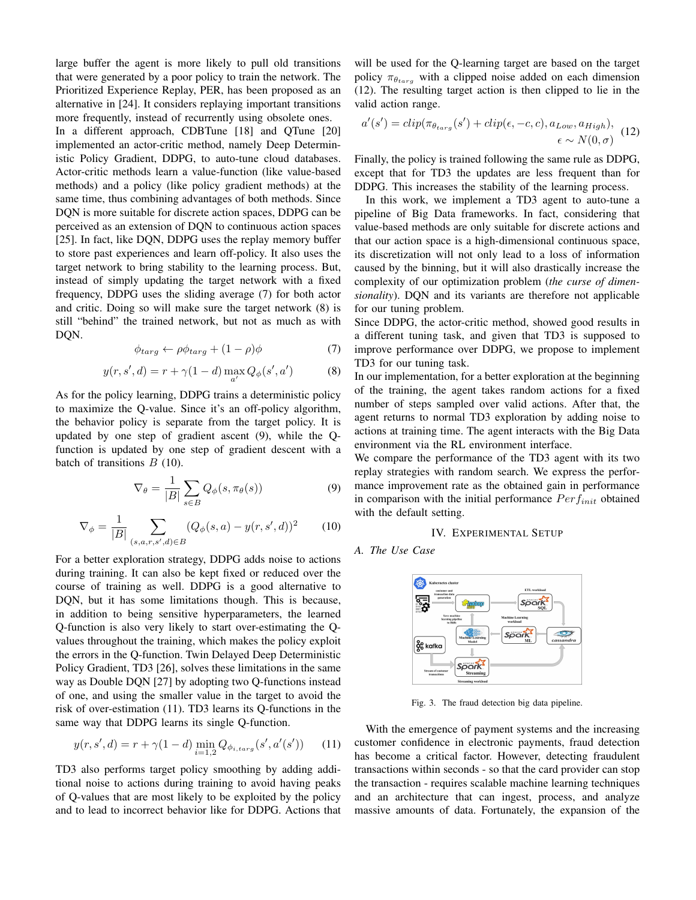large buffer the agent is more likely to pull old transitions that were generated by a poor policy to train the network. The Prioritized Experience Replay, PER, has been proposed as an alternative in [24]. It considers replaying important transitions more frequently, instead of recurrently using obsolete ones.

In a different approach, CDBTune [18] and QTune [20] implemented an actor-critic method, namely Deep Deterministic Policy Gradient, DDPG, to auto-tune cloud databases. Actor-critic methods learn a value-function (like value-based methods) and a policy (like policy gradient methods) at the same time, thus combining advantages of both methods. Since DQN is more suitable for discrete action spaces, DDPG can be perceived as an extension of DQN to continuous action spaces [25]. In fact, like DQN, DDPG uses the replay memory buffer to store past experiences and learn off-policy. It also uses the target network to bring stability to the learning process. But, instead of simply updating the target network with a fixed frequency, DDPG uses the sliding average (7) for both actor and critic. Doing so will make sure the target network (8) is still "behind" the trained network, but not as much as with DQN.

$$\phi_{targ} \leftarrow \rho\phi_{targ} + (1-\rho)\phi \tag{7}$$

$$y(r, s', d) = r + \gamma(1-d)\max_{a'} Q_{\phi}(s', a') \tag{8}$$

As for the policy learning, DDPG trains a deterministic policy to maximize the Q-value. Since it's an off-policy algorithm, the behavior policy is separate from the target policy. It is updated by one step of gradient ascent (9), while the Q-function is updated by one step of gradient descent with a batch of transitions $B$ (10).

$$\nabla_{\theta} = \frac{1}{|B|}\sum_{s\in B} Q_{\phi}(s, \pi_{\theta}(s)) \tag{9}$$

$$\nabla_{\phi} = \frac{1}{|B|}\sum_{(s,a,r,s',d)\in B} (Q_{\phi}(s,a) - y(r,s',d))^2 \tag{10}$$

For a better exploration strategy, DDPG adds noise to actions during training. It can also be kept fixed or reduced over the course of training as well. DDPG is a good alternative to DQN, but it has some limitations though. This is because, in addition to being sensitive hyperparameters, the learned Q-function is also very likely to start over-estimating the Q-values throughout the training, which makes the policy exploit the errors in the Q-function. Twin Delayed Deep Deterministic Policy Gradient, TD3 [26], solves these limitations in the same way as Double DQN [27] by adopting two Q-functions instead of one, and using the smaller value in the target to avoid the risk of over-estimation (11). TD3 learns its Q-functions in the same way that DDPG learns its single Q-function.

$$y(r, s', d) = r + \gamma(1-d)\min_{i=1,2} Q_{\phi_{i,targ}}(s', a'(s')) \tag{11}$$

TD3 also performs target policy smoothing by adding additional noise to actions during training to avoid having peaks of Q-values that are most likely to be exploited by the policy and to lead to incorrect behavior like for DDPG. Actions that will be used for the Q-learning target are based on the target policy $\pi_{\theta_{targ}}$ with a clipped noise added on each dimension (12). The resulting target action is then clipped to lie in the valid action range.

$$a'(s') = clip(\pi_{\theta_{targ}}(s') + clip(\epsilon, -c, c), a_{Low}, a_{High}), \quad \epsilon \sim N(0, \sigma) \tag{12}$$

Finally, the policy is trained following the same rule as DDPG, except that for TD3 the updates are less frequent than for DDPG. This increases the stability of the learning process.

In this work, we implement a TD3 agent to auto-tune a pipeline of Big Data frameworks. In fact, considering that value-based methods are only suitable for discrete actions and that our action space is a high-dimensional continuous space, its discretization will not only lead to a loss of information caused by the binning, but it will also drastically increase the complexity of our optimization problem (*the curse of dimensionality*). DQN and its variants are therefore not applicable for our tuning problem.

Since DDPG, the actor-critic method, showed good results in a different tuning task, and given that TD3 is supposed to improve performance over DDPG, we propose to implement TD3 for our tuning task.

In our implementation, for a better exploration at the beginning of the training, the agent takes random actions for a fixed number of steps sampled over valid actions. After that, the agent returns to normal TD3 exploration by adding noise to actions at training time. The agent interacts with the Big Data environment via the RL environment interface.

We compare the performance of the TD3 agent with its two replay strategies with random search. We express the performance improvement rate as the obtained gain in performance in comparison with the initial performance $Perf_{init}$ obtained with the default setting.

## IV. Experimental Setup

### A. The Use Case

Fig. 3. The fraud detection big data pipeline.

With the emergence of payment systems and the increasing customer confidence in electronic payments, fraud detection has become a critical factor. However, detecting fraudulent transactions within seconds - so that the card provider can stop the transaction - requires scalable machine learning techniques and an architecture that can ingest, process, and analyze massive amounts of data. Fortunately, the expansion of the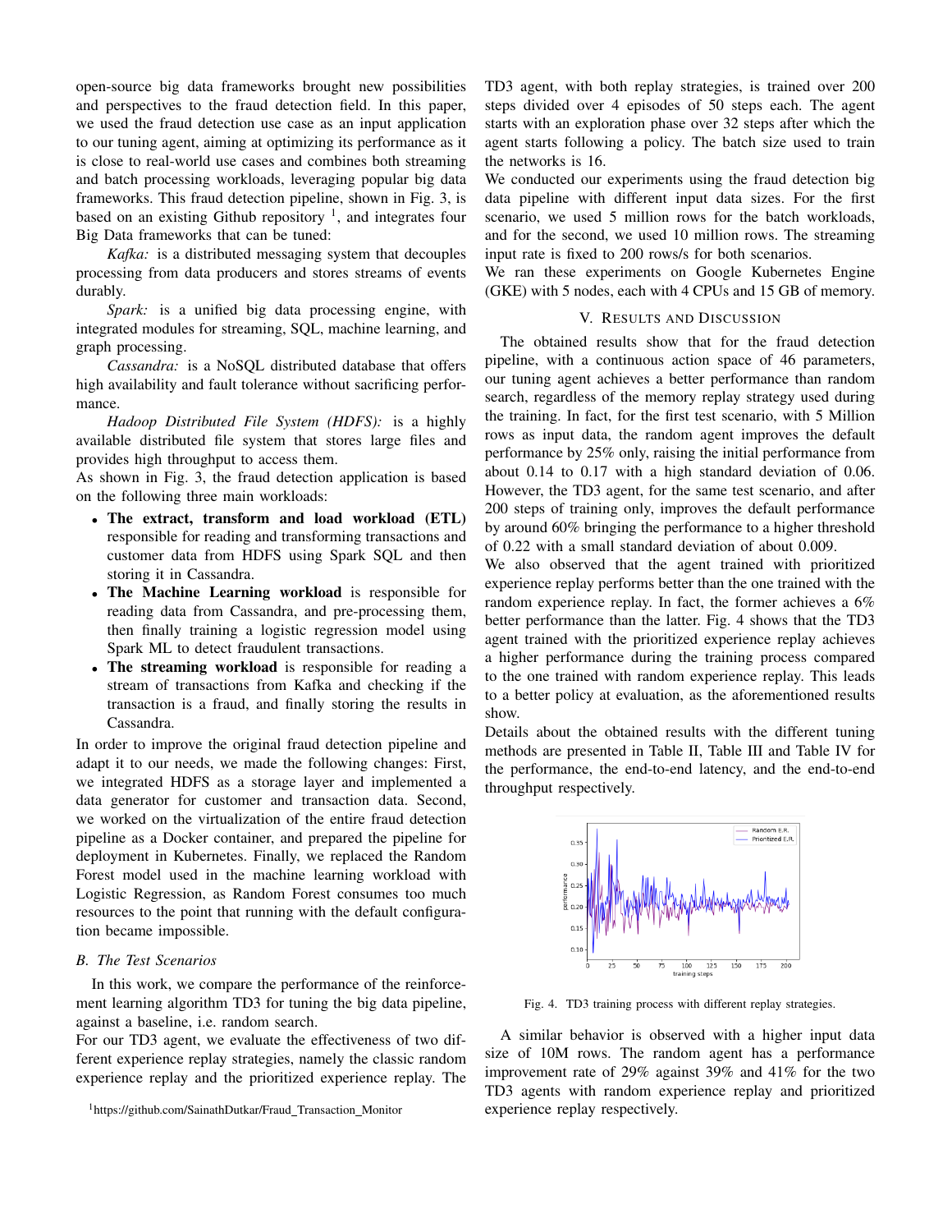open-source big data frameworks brought new possibilities and perspectives to the fraud detection field. In this paper, we used the fraud detection use case as an input application to our tuning agent, aiming at optimizing its performance as it is close to real-world use cases and combines both streaming and batch processing workloads, leveraging popular big data frameworks. This fraud detection pipeline, shown in Fig. 3, is based on an existing Github repository [1], and integrates four Big Data frameworks that can be tuned:

*Kafka:* is a distributed messaging system that decouples processing from data producers and stores streams of events durably.

*Spark:* is a unified big data processing engine, with integrated modules for streaming, SQL, machine learning, and graph processing.

*Cassandra:* is a NoSQL distributed database that offers high availability and fault tolerance without sacrificing performance.

*Hadoop Distributed File System (HDFS):* is a highly available distributed file system that stores large files and provides high throughput to access them.

As shown in Fig. 3, the fraud detection application is based on the following three main workloads:

- **The extract, transform and load workload (ETL)** responsible for reading and transforming transactions and customer data from HDFS using Spark SQL and then storing it in Cassandra.
- **The Machine Learning workload** is responsible for reading data from Cassandra, and pre-processing them, then finally training a logistic regression model using Spark ML to detect fraudulent transactions.
- **The streaming workload** is responsible for reading a stream of transactions from Kafka and checking if the transaction is a fraud, and finally storing the results in Cassandra.

In order to improve the original fraud detection pipeline and adapt it to our needs, we made the following changes: First, we integrated HDFS as a storage layer and implemented a data generator for customer and transaction data. Second, we worked on the virtualization of the entire fraud detection pipeline as a Docker container, and prepared the pipeline for deployment in Kubernetes. Finally, we replaced the Random Forest model used in the machine learning workload with Logistic Regression, as Random Forest consumes too much resources to the point that running with the default configuration became impossible.

### B. The Test Scenarios

In this work, we compare the performance of the reinforcement learning algorithm TD3 for tuning the big data pipeline, against a baseline, i.e. random search.

For our TD3 agent, we evaluate the effectiveness of two different experience replay strategies, namely the classic random experience replay and the prioritized experience replay. The TD3 agent, with both replay strategies, is trained over 200 steps divided over 4 episodes of 50 steps each. The agent starts with an exploration phase over 32 steps after which the agent starts following a policy. The batch size used to train the networks is 16.

We conducted our experiments using the fraud detection big data pipeline with different input data sizes. For the first scenario, we used 5 million rows for the batch workloads, and for the second, we used 10 million rows. The streaming input rate is fixed to 200 rows/s for both scenarios.

We ran these experiments on Google Kubernetes Engine (GKE) with 5 nodes, each with 4 CPUs and 15 GB of memory.

## V. Results and Discussion

The obtained results show that for the fraud detection pipeline, with a continuous action space of 46 parameters, our tuning agent achieves a better performance than random search, regardless of the memory replay strategy used during the training. In fact, for the first test scenario, with 5 Million rows as input data, the random agent improves the default performance by 25% only, raising the initial performance from about 0.14 to 0.17 with a high standard deviation of 0.06. However, the TD3 agent, for the same test scenario, and after 200 steps of training only, improves the default performance by around 60% bringing the performance to a higher threshold of 0.22 with a small standard deviation of about 0.009.

We also observed that the agent trained with prioritized experience replay performs better than the one trained with the random experience replay. In fact, the former achieves a 6% better performance than the latter. Fig. 4 shows that the TD3 agent trained with the prioritized experience replay achieves a higher performance during the training process compared to the one trained with random experience replay. This leads to a better policy at evaluation, as the aforementioned results show.

Details about the obtained results with the different tuning methods are presented in Table II, Table III and Table IV for the performance, the end-to-end latency, and the end-to-end throughput respectively.

Fig. 4. TD3 training process with different replay strategies.

A similar behavior is observed with a higher input data size of 10M rows. The random agent has a performance improvement rate of 29% against 39% and 41% for the two TD3 agents with random experience replay and prioritized experience replay respectively.

[1] https://github.com/SainathDutkar/Fraud_Transaction_Monitor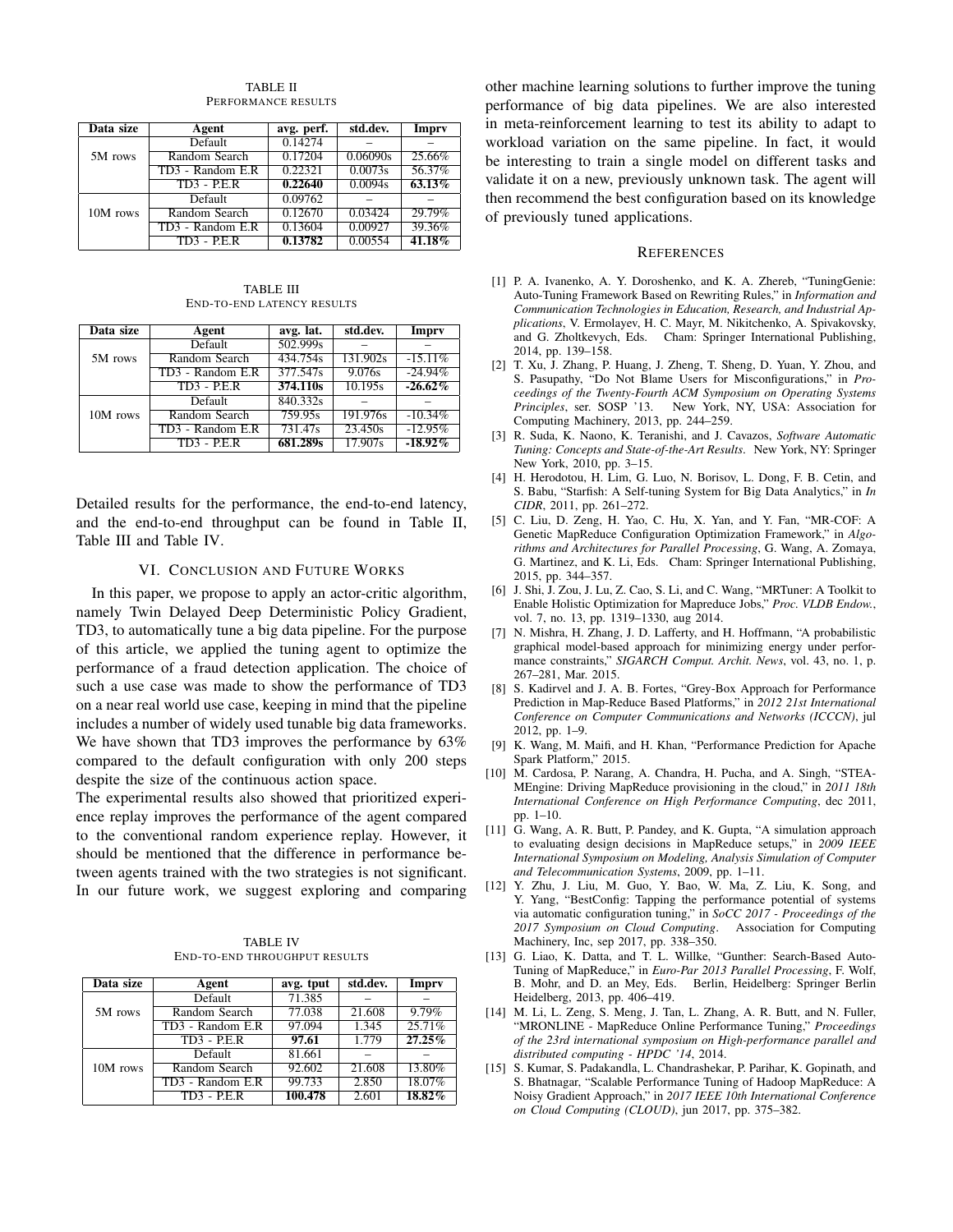TABLE II
PERFORMANCE RESULTS

| Data size | Agent | avg. perf. | std.dev. | Imprv |
|---|---|---|---|---|
| 5M rows | Default | 0.14274 | – | – |
| | Random Search | 0.17204 | 0.06090s | 25.66% |
| | TD3 - Random E.R | 0.22321 | 0.0073s | 56.37% |
| | TD3 - P.E.R | **0.22640** | 0.0094s | **63.13%** |
| 10M rows | Default | 0.09762 | – | – |
| | Random Search | 0.12670 | 0.03424 | 29.79% |
| | TD3 - Random E.R | 0.13604 | 0.00927 | 39.36% |
| | TD3 - P.E.R | **0.13782** | 0.00554 | **41.18%** |

TABLE III
END-TO-END LATENCY RESULTS

| Data size | Agent | avg. lat. | std.dev. | Imprv |
|---|---|---|---|---|
| 5M rows | Default | 502.999s | – | – |
| | Random Search | 434.754s | 131.902s | -15.11% |
| | TD3 - Random E.R | 377.547s | 9.076s | -24.94% |
| | TD3 - P.E.R | **374.110s** | 10.195s | **-26.62%** |
| 10M rows | Default | 840.332s | – | – |
| | Random Search | 759.95s | 191.976s | -10.34% |
| | TD3 - Random E.R | 731.47s | 23.450s | -12.95% |
| | TD3 - P.E.R | **681.289s** | 17.907s | **-18.92%** |

Detailed results for the performance, the end-to-end latency, and the end-to-end throughput can be found in Table II, Table III and Table IV.

## VI. CONCLUSION AND FUTURE WORKS

In this paper, we propose to apply an actor-critic algorithm, namely Twin Delayed Deep Deterministic Policy Gradient, TD3, to automatically tune a big data pipeline. For the purpose of this article, we applied the tuning agent to optimize the performance of a fraud detection application. The choice of such a use case was made to show the performance of TD3 on a near real world use case, keeping in mind that the pipeline includes a number of widely used tunable big data frameworks. We have shown that TD3 improves the performance by 63% compared to the default configuration with only 200 steps despite the size of the continuous action space.

The experimental results also showed that prioritized experience replay improves the performance of the agent compared to the conventional random experience replay. However, it should be mentioned that the difference in performance between agents trained with the two strategies is not significant. In our future work, we suggest exploring and comparing other machine learning solutions to further improve the tuning performance of big data pipelines. We are also interested in meta-reinforcement learning to test its ability to adapt to workload variation on the same pipeline. In fact, it would be interesting to train a single model on different tasks and validate it on a new, previously unknown task. The agent will then recommend the best configuration based on its knowledge of previously tuned applications.

TABLE IV
END-TO-END THROUGHPUT RESULTS

| Data size | Agent | avg. tput | std.dev. | Imprv |
|---|---|---|---|---|
| 5M rows | Default | 71.385 | – | – |
| | Random Search | 77.038 | 21.608 | 9.79% |
| | TD3 - Random E.R | 97.094 | 1.345 | 25.71% |
| | TD3 - P.E.R | **97.61** | 1.779 | **27.25%** |
| 10M rows | Default | 81.661 | – | – |
| | Random Search | 92.602 | 21.608 | 13.80% |
| | TD3 - Random E.R | 99.733 | 2.850 | 18.07% |
| | TD3 - P.E.R | **100.478** | 2.601 | **18.82%** |

## REFERENCES

[1] P. A. Ivanenko, A. Y. Doroshenko, and K. A. Zhereb, "TuningGenie: Auto-Tuning Framework Based on Rewriting Rules," in *Information and Communication Technologies in Education, Research, and Industrial Applications*, V. Ermolayev, H. C. Mayr, M. Nikitchenko, A. Spivakovsky, and G. Zholtkevych, Eds. Cham: Springer International Publishing, 2014, pp. 139–158.

[2] T. Xu, J. Zhang, P. Huang, J. Zheng, T. Sheng, D. Yuan, Y. Zhou, and S. Pasupathy, "Do Not Blame Users for Misconfigurations," in *Proceedings of the Twenty-Fourth ACM Symposium on Operating Systems Principles*, ser. SOSP '13. New York, NY, USA: Association for Computing Machinery, 2013, pp. 244–259.

[3] R. Suda, K. Naono, K. Teranishi, and J. Cavazos, *Software Automatic Tuning: Concepts and State-of-the-Art Results*. New York, NY: Springer New York, 2010, pp. 3–15.

[4] H. Herodotou, H. Lim, G. Luo, N. Borisov, L. Dong, F. B. Cetin, and S. Babu, "Starfish: A Self-tuning System for Big Data Analytics," in *In CIDR*, 2011, pp. 261–272.

[5] C. Liu, D. Zeng, H. Yao, C. Hu, X. Yan, and Y. Fan, "MR-COF: A Genetic MapReduce Configuration Optimization Framework," in *Algorithms and Architectures for Parallel Processing*, G. Wang, A. Zomaya, G. Martinez, and K. Li, Eds. Cham: Springer International Publishing, 2015, pp. 344–357.

[6] J. Shi, J. Zou, J. Lu, Z. Cao, S. Li, and C. Wang, "MRTuner: A Toolkit to Enable Holistic Optimization for Mapreduce Jobs," *Proc. VLDB Endow.*, vol. 7, no. 13, pp. 1319–1330, aug 2014.

[7] N. Mishra, H. Zhang, J. D. Lafferty, and H. Hoffmann, "A probabilistic graphical model-based approach for minimizing energy under performance constraints," *SIGARCH Comput. Archit. News*, vol. 43, no. 1, p. 267–281, Mar. 2015.

[8] S. Kadirvel and J. A. B. Fortes, "Grey-Box Approach for Performance Prediction in Map-Reduce Based Platforms," in *2012 21st International Conference on Computer Communications and Networks (ICCCN)*, jul 2012, pp. 1–9.

[9] K. Wang, M. Maifi, and H. Khan, "Performance Prediction for Apache Spark Platform," 2015.

[10] M. Cardosa, P. Narang, A. Chandra, H. Pucha, and A. Singh, "STEAMEngine: Driving MapReduce provisioning in the cloud," in *2011 18th International Conference on High Performance Computing*, dec 2011, pp. 1–10.

[11] G. Wang, A. R. Butt, P. Pandey, and K. Gupta, "A simulation approach to evaluating design decisions in MapReduce setups," in *2009 IEEE International Symposium on Modeling, Analysis Simulation of Computer and Telecommunication Systems*, 2009, pp. 1–11.

[12] Y. Zhu, J. Liu, M. Guo, Y. Bao, W. Ma, Z. Liu, K. Song, and Y. Yang, "BestConfig: Tapping the performance potential of systems via automatic configuration tuning," in *SoCC 2017 - Proceedings of the 2017 Symposium on Cloud Computing*. Association for Computing Machinery, Inc, sep 2017, pp. 338–350.

[13] G. Liao, K. Datta, and T. L. Willke, "Gunther: Search-Based Auto-Tuning of MapReduce," in *Euro-Par 2013 Parallel Processing*, F. Wolf, B. Mohr, and D. an Mey, Eds. Berlin, Heidelberg: Springer Berlin Heidelberg, 2013, pp. 406–419.

[14] M. Li, L. Zeng, S. Meng, J. Tan, L. Zhang, A. R. Butt, and N. Fuller, "MRONLINE - MapReduce Online Performance Tuning," *Proceedings of the 23rd international symposium on High-performance parallel and distributed computing - HPDC '14*, 2014.

[15] S. Kumar, S. Padakandla, L. Chandrashekar, P. Parihar, K. Gopinath, and S. Bhatnagar, "Scalable Performance Tuning of Hadoop MapReduce: A Noisy Gradient Approach," in *2017 IEEE 10th International Conference on Cloud Computing (CLOUD)*, jun 2017, pp. 375–382.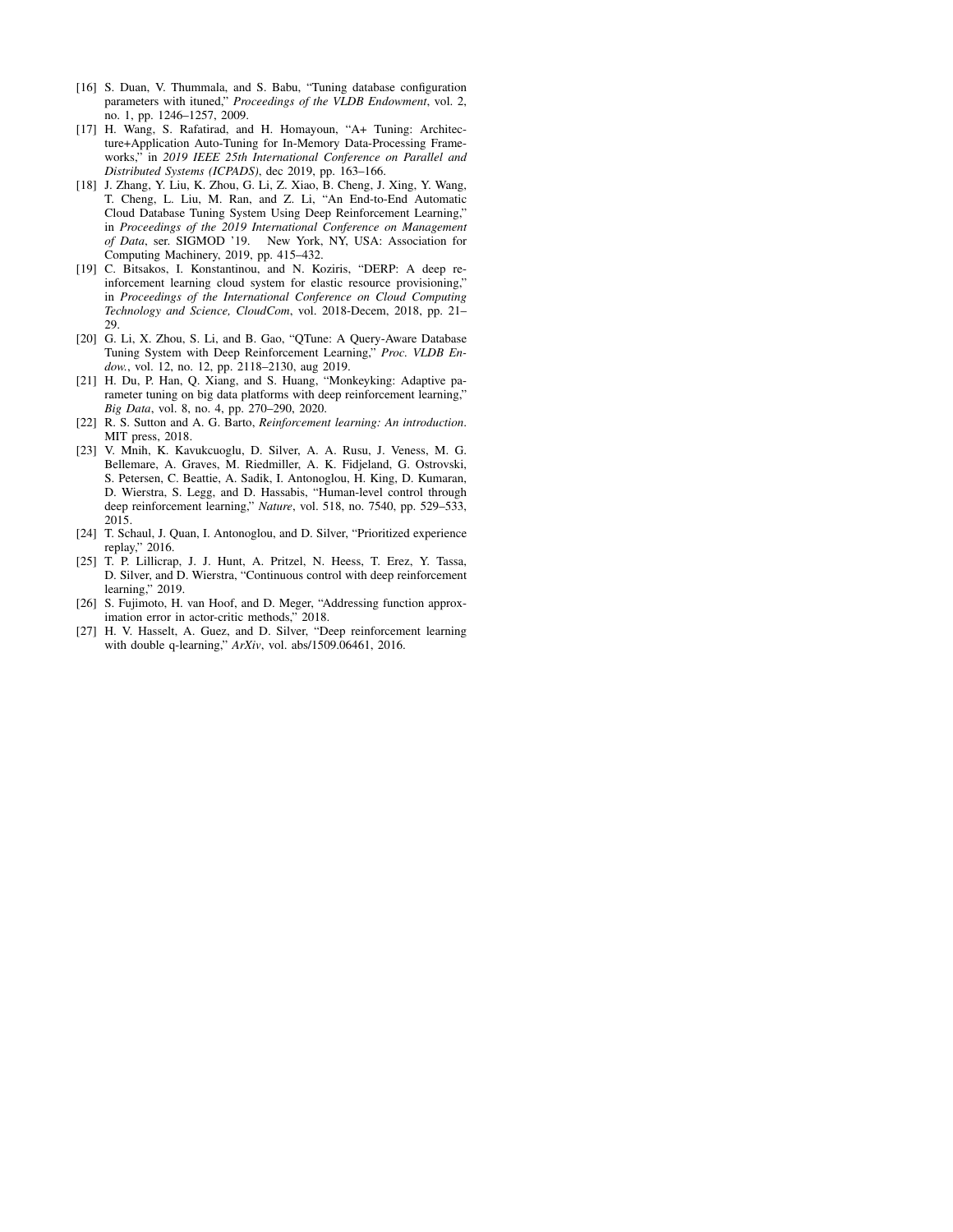[16] S. Duan, V. Thummala, and S. Babu, "Tuning database configuration parameters with ituned," *Proceedings of the VLDB Endowment*, vol. 2, no. 1, pp. 1246–1257, 2009.

[17] H. Wang, S. Rafatirad, and H. Homayoun, "A+ Tuning: Architecture+Application Auto-Tuning for In-Memory Data-Processing Frameworks," in *2019 IEEE 25th International Conference on Parallel and Distributed Systems (ICPADS)*, dec 2019, pp. 163–166.

[18] J. Zhang, Y. Liu, K. Zhou, G. Li, Z. Xiao, B. Cheng, J. Xing, Y. Wang, T. Cheng, L. Liu, M. Ran, and Z. Li, "An End-to-End Automatic Cloud Database Tuning System Using Deep Reinforcement Learning," in *Proceedings of the 2019 International Conference on Management of Data*, ser. SIGMOD '19. New York, NY, USA: Association for Computing Machinery, 2019, pp. 415–432.

[19] C. Bitsakos, I. Konstantinou, and N. Koziris, "DERP: A deep reinforcement learning cloud system for elastic resource provisioning," in *Proceedings of the International Conference on Cloud Computing Technology and Science, CloudCom*, vol. 2018-Decem, 2018, pp. 21–29.

[20] G. Li, X. Zhou, S. Li, and B. Gao, "QTune: A Query-Aware Database Tuning System with Deep Reinforcement Learning," *Proc. VLDB Endow.*, vol. 12, no. 12, pp. 2118–2130, aug 2019.

[21] H. Du, P. Han, Q. Xiang, and S. Huang, "Monkeyking: Adaptive parameter tuning on big data platforms with deep reinforcement learning," *Big Data*, vol. 8, no. 4, pp. 270–290, 2020.

[22] R. S. Sutton and A. G. Barto, *Reinforcement learning: An introduction*. MIT press, 2018.

[23] V. Mnih, K. Kavukcuoglu, D. Silver, A. A. Rusu, J. Veness, M. G. Bellemare, A. Graves, M. Riedmiller, A. K. Fidjeland, G. Ostrovski, S. Petersen, C. Beattie, A. Sadik, I. Antonoglou, H. King, D. Kumaran, D. Wierstra, S. Legg, and D. Hassabis, "Human-level control through deep reinforcement learning," *Nature*, vol. 518, no. 7540, pp. 529–533, 2015.

[24] T. Schaul, J. Quan, I. Antonoglou, and D. Silver, "Prioritized experience replay," 2016.

[25] T. P. Lillicrap, J. J. Hunt, A. Pritzel, N. Heess, T. Erez, Y. Tassa, D. Silver, and D. Wierstra, "Continuous control with deep reinforcement learning," 2019.

[26] S. Fujimoto, H. van Hoof, and D. Meger, "Addressing function approximation error in actor-critic methods," 2018.

[27] H. V. Hasselt, A. Guez, and D. Silver, "Deep reinforcement learning with double q-learning," *ArXiv*, vol. abs/1509.06461, 2016.